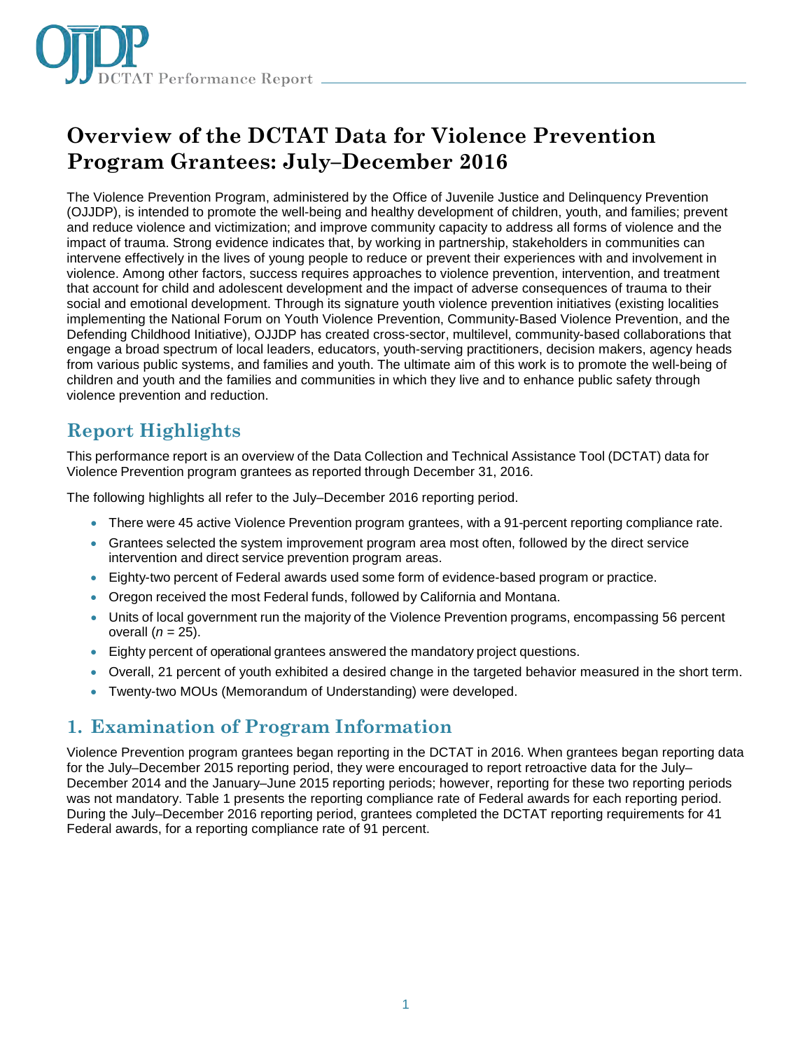# Overview of the DCTAT Data for Violence Prevention Program Grantees: July–December 2016

The Violence Prevention Program, administered by the Office of Juvenile Justice and Delinquency Prevention (OJJDP), is intended to promote the well-being and healthy development of children, youth, and families; prevent and reduce violence and victimization; and improve community capacity to address all forms of violence and the impact of trauma. Strong evidence indicates that, by working in partnership, stakeholders in communities can intervene effectively in the lives of young people to reduce or prevent their experiences with and involvement in violence. Among other factors, success requires approaches to violence prevention, intervention, and treatment that account for child and adolescent development and the impact of adverse consequences of trauma to their social and emotional development. Through its signature youth violence prevention initiatives (existing localities implementing the National Forum on Youth Violence Prevention, Community-Based Violence Prevention, and the Defending Childhood Initiative), OJJDP has created cross-sector, multilevel, community-based collaborations that engage a broad spectrum of local leaders, educators, youth-serving practitioners, decision makers, agency heads from various public systems, and families and youth. The ultimate aim of this work is to promote the well-being of children and youth and the families and communities in which they live and to enhance public safety through violence prevention and reduction.

## Report Highlights

This performance report is an overview of the Data Collection and Technical Assistance Tool (DCTAT) data for Violence Prevention program grantees as reported through December 31, 2016.

The following highlights all refer to the July–December 2016 reporting period.

- There were 45 active Violence Prevention program grantees, with a 91-percent reporting compliance rate.
- Grantees selected the system improvement program area most often, followed by the direct service intervention and direct service prevention program areas.
- Eighty-two percent of Federal awards used some form of evidence-based program or practice.
- Oregon received the most Federal funds, followed by California and Montana.
- Units of local government run the majority of the Violence Prevention programs, encompassing 56 percent overall (*n* = 25).
- Eighty percent of operational grantees answered the mandatory project questions.
- Overall, 21 percent of youth exhibited a desired change in the targeted behavior measured in the short term.
- Twenty-two MOUs (Memorandum of Understanding) were developed.

## 1. Examination of Program Information

Violence Prevention program grantees began reporting in the DCTAT in 2016. When grantees began reporting data for the July–December 2015 reporting period, they were encouraged to report retroactive data for the July–December 2014 and the January–June 2015 reporting periods; however, reporting for these two reporting periods was not mandatory. Table 1 presents the reporting compliance rate of Federal awards for each reporting period. During the July–December 2016 reporting period, grantees completed the DCTAT reporting requirements for 41 Federal awards, for a reporting compliance rate of 91 percent.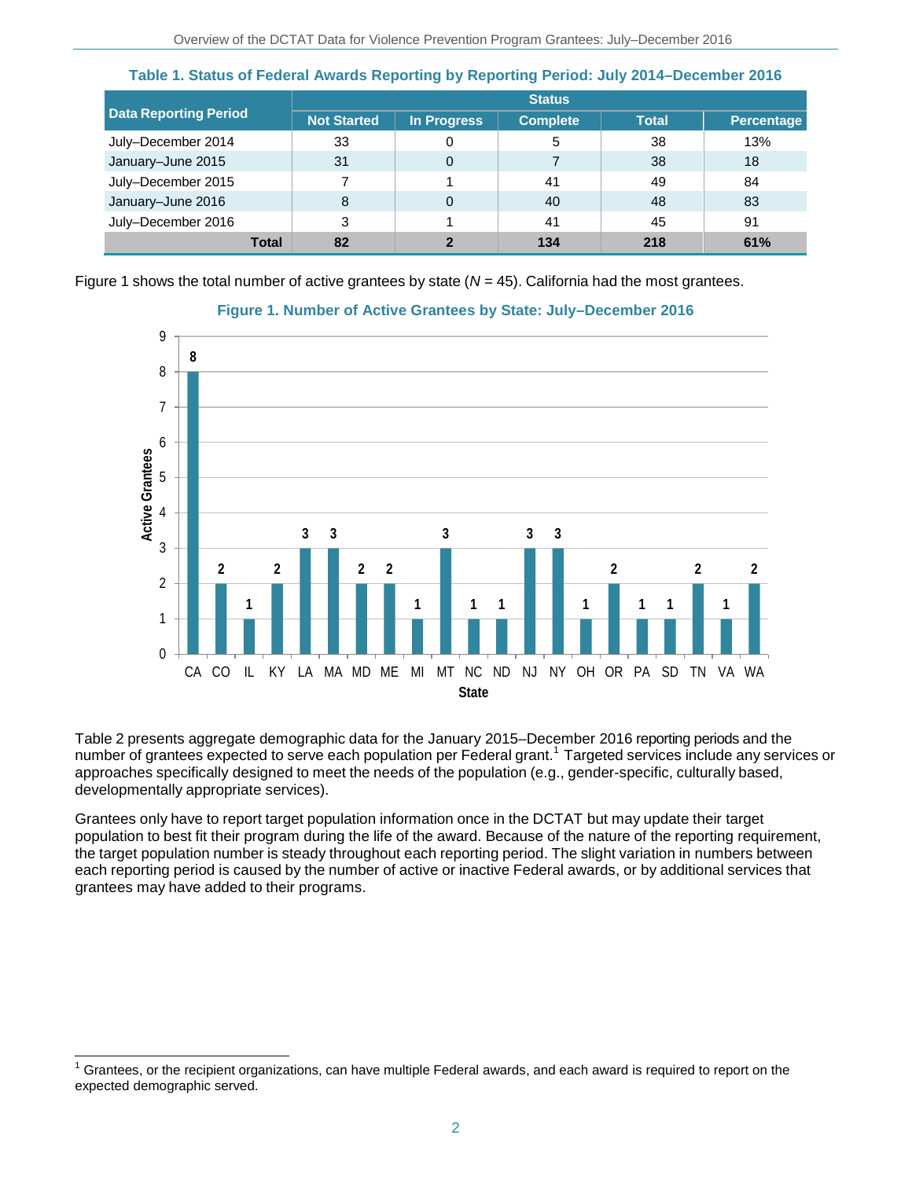**Table 1. Status of Federal Awards Reporting by Reporting Period: July 2014–December 2016**

| Data Reporting Period | Status | | | | |
|---|---|---|---|---|---|
| | Not Started | In Progress | Complete | Total | Percentage |
| July–December 2014 | 33 | 0 | 5 | 38 | 13% |
| January–June 2015 | 31 | 0 | 7 | 38 | 18 |
| July–December 2015 | 7 | 1 | 41 | 49 | 84 |
| January–June 2016 | 8 | 0 | 40 | 48 | 83 |
| July–December 2016 | 3 | 1 | 41 | 45 | 91 |
| **Total** | **82** | **2** | **134** | **218** | **61%** |

Figure 1 shows the total number of active grantees by state (*N* = 45). California had the most grantees.

**Figure 1. Number of Active Grantees by State: July–December 2016**

| State | Active Grantees |
|---|---|
| CA | 8 |
| CO | 2 |
| IL | 1 |
| KY | 2 |
| LA | 3 |
| MA | 3 |
| MD | 2 |
| ME | 2 |
| MI | 1 |
| MT | 3 |
| NC | 1 |
| ND | 1 |
| NJ | 3 |
| NY | 3 |
| OH | 1 |
| OR | 2 |
| PA | 1 |
| SD | 1 |
| TN | 2 |
| VA | 1 |
| WA | 2 |

Table 2 presents aggregate demographic data for the January 2015–December 2016 reporting periods and the number of grantees expected to serve each population per Federal grant.[1] Targeted services include any services or approaches specifically designed to meet the needs of the population (e.g., gender-specific, culturally based, developmentally appropriate services).

Grantees only have to report target population information once in the DCTAT but may update their target population to best fit their program during the life of the award. Because of the nature of the reporting requirement, the target population number is steady throughout each reporting period. The slight variation in numbers between each reporting period is caused by the number of active or inactive Federal awards, or by additional services that grantees may have added to their programs.

[1] Grantees, or the recipient organizations, can have multiple Federal awards, and each award is required to report on the expected demographic served.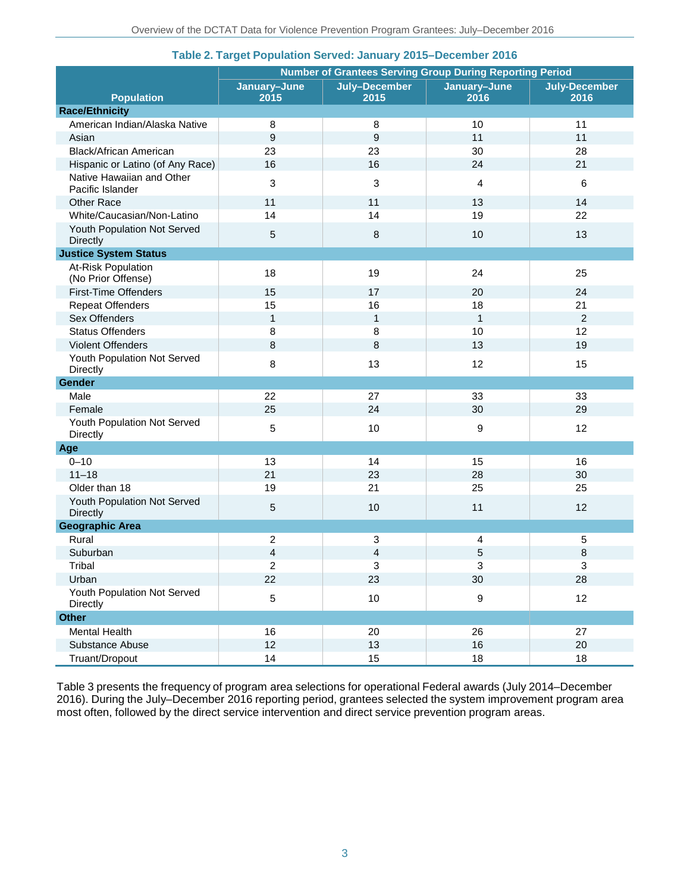**Table 2. Target Population Served: January 2015–December 2016**

| Population | Number of Grantees Serving Group During Reporting Period | | | |
|---|---|---|---|---|
| | January–June 2015 | July–December 2015 | January–June 2016 | July-December 2016 |
| **Race/Ethnicity** | | | | |
| American Indian/Alaska Native | 8 | 8 | 10 | 11 |
| Asian | 9 | 9 | 11 | 11 |
| Black/African American | 23 | 23 | 30 | 28 |
| Hispanic or Latino (of Any Race) | 16 | 16 | 24 | 21 |
| Native Hawaiian and Other Pacific Islander | 3 | 3 | 4 | 6 |
| Other Race | 11 | 11 | 13 | 14 |
| White/Caucasian/Non-Latino | 14 | 14 | 19 | 22 |
| Youth Population Not Served Directly | 5 | 8 | 10 | 13 |
| **Justice System Status** | | | | |
| At-Risk Population (No Prior Offense) | 18 | 19 | 24 | 25 |
| First-Time Offenders | 15 | 17 | 20 | 24 |
| Repeat Offenders | 15 | 16 | 18 | 21 |
| Sex Offenders | 1 | 1 | 1 | 2 |
| Status Offenders | 8 | 8 | 10 | 12 |
| Violent Offenders | 8 | 8 | 13 | 19 |
| Youth Population Not Served Directly | 8 | 13 | 12 | 15 |
| **Gender** | | | | |
| Male | 22 | 27 | 33 | 33 |
| Female | 25 | 24 | 30 | 29 |
| Youth Population Not Served Directly | 5 | 10 | 9 | 12 |
| **Age** | | | | |
| 0–10 | 13 | 14 | 15 | 16 |
| 11–18 | 21 | 23 | 28 | 30 |
| Older than 18 | 19 | 21 | 25 | 25 |
| Youth Population Not Served Directly | 5 | 10 | 11 | 12 |
| **Geographic Area** | | | | |
| Rural | 2 | 3 | 4 | 5 |
| Suburban | 4 | 4 | 5 | 8 |
| Tribal | 2 | 3 | 3 | 3 |
| Urban | 22 | 23 | 30 | 28 |
| Youth Population Not Served Directly | 5 | 10 | 9 | 12 |
| **Other** | | | | |
| Mental Health | 16 | 20 | 26 | 27 |
| Substance Abuse | 12 | 13 | 16 | 20 |
| Truant/Dropout | 14 | 15 | 18 | 18 |

Table 3 presents the frequency of program area selections for operational Federal awards (July 2014–December 2016). During the July–December 2016 reporting period, grantees selected the system improvement program area most often, followed by the direct service intervention and direct service prevention program areas.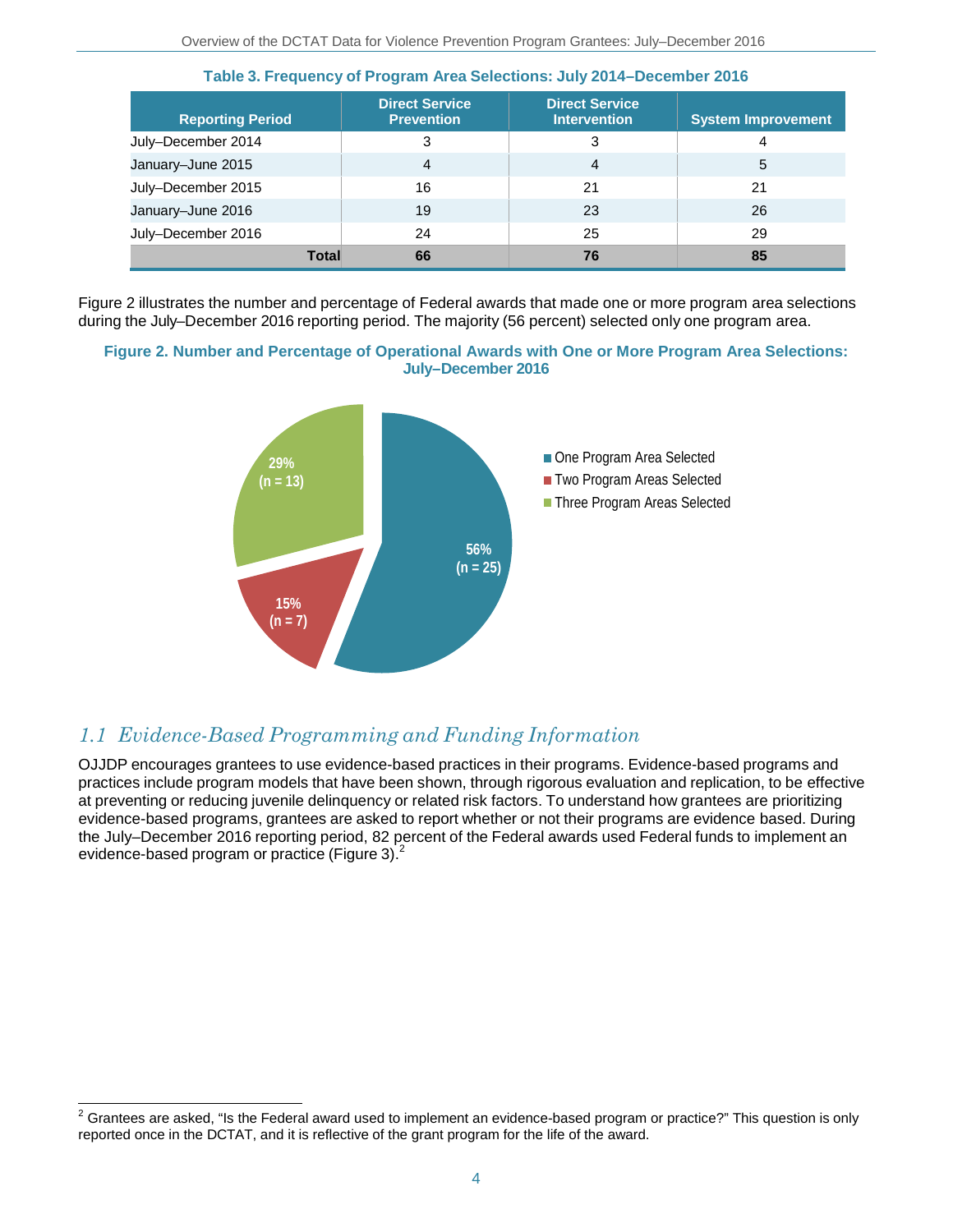**Table 3. Frequency of Program Area Selections: July 2014–December 2016**

| Reporting Period | Direct Service Prevention | Direct Service Intervention | System Improvement |
|---|---|---|---|
| July–December 2014 | 3 | 3 | 4 |
| January–June 2015 | 4 | 4 | 5 |
| July–December 2015 | 16 | 21 | 21 |
| January–June 2016 | 19 | 23 | 26 |
| July–December 2016 | 24 | 25 | 29 |
| **Total** | **66** | **76** | **85** |

Figure 2 illustrates the number and percentage of Federal awards that made one or more program area selections during the July–December 2016 reporting period. The majority (56 percent) selected only one program area.

**Figure 2. Number and Percentage of Operational Awards with One or More Program Area Selections: July–December 2016**

| Program Areas | Percentage | n |
|---|---|---|
| One Program Area Selected | 56% | 25 |
| Two Program Areas Selected | 15% | 7 |
| Three Program Areas Selected | 29% | 13 |

## *1.1 Evidence-Based Programming and Funding Information*

OJJDP encourages grantees to use evidence-based practices in their programs. Evidence-based programs and practices include program models that have been shown, through rigorous evaluation and replication, to be effective at preventing or reducing juvenile delinquency or related risk factors. To understand how grantees are prioritizing evidence-based programs, grantees are asked to report whether or not their programs are evidence based. During the July–December 2016 reporting period, 82 percent of the Federal awards used Federal funds to implement an evidence-based program or practice (Figure 3).[2]

[2] Grantees are asked, "Is the Federal award used to implement an evidence-based program or practice?" This question is only reported once in the DCTAT, and it is reflective of the grant program for the life of the award.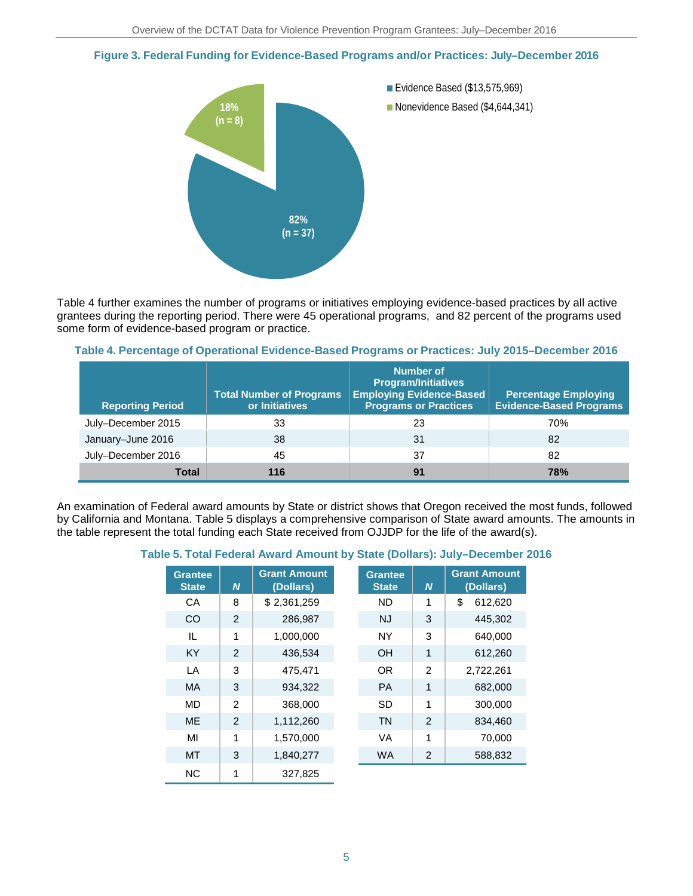**Figure 3. Federal Funding for Evidence-Based Programs and/or Practices: July–December 2016**

- Evidence Based ($13,575,969): 82% (n = 37)
- Nonevidence Based ($4,644,341): 18% (n = 8)

Table 4 further examines the number of programs or initiatives employing evidence-based practices by all active grantees during the reporting period. There were 45 operational programs, and 82 percent of the programs used some form of evidence-based program or practice.

**Table 4. Percentage of Operational Evidence-Based Programs or Practices: July 2015–December 2016**

| Reporting Period | Total Number of Programs or Initiatives | Number of Program/Initiatives Employing Evidence-Based Programs or Practices | Percentage Employing Evidence-Based Programs |
|---|---|---|---|
| July–December 2015 | 33 | 23 | 70% |
| January–June 2016 | 38 | 31 | 82 |
| July–December 2016 | 45 | 37 | 82 |
| **Total** | **116** | **91** | **78%** |

An examination of Federal award amounts by State or district shows that Oregon received the most funds, followed by California and Montana. Table 5 displays a comprehensive comparison of State award amounts. The amounts in the table represent the total funding each State received from OJJDP for the life of the award(s).

**Table 5. Total Federal Award Amount by State (Dollars): July–December 2016**

| Grantee State | *N* | Grant Amount (Dollars) |
|---|---|---|
| CA | 8 | $ 2,361,259 |
| CO | 2 | 286,987 |
| IL | 1 | 1,000,000 |
| KY | 2 | 436,534 |
| LA | 3 | 475,471 |
| MA | 3 | 934,322 |
| MD | 2 | 368,000 |
| ME | 2 | 1,112,260 |
| MI | 1 | 1,570,000 |
| MT | 3 | 1,840,277 |
| NC | 1 | 327,825 |
| ND | 1 | $ 612,620 |
| NJ | 3 | 445,302 |
| NY | 3 | 640,000 |
| OH | 1 | 612,260 |
| OR | 2 | 2,722,261 |
| PA | 1 | 682,000 |
| SD | 1 | 300,000 |
| TN | 2 | 834,460 |
| VA | 1 | 70,000 |
| WA | 2 | 588,832 |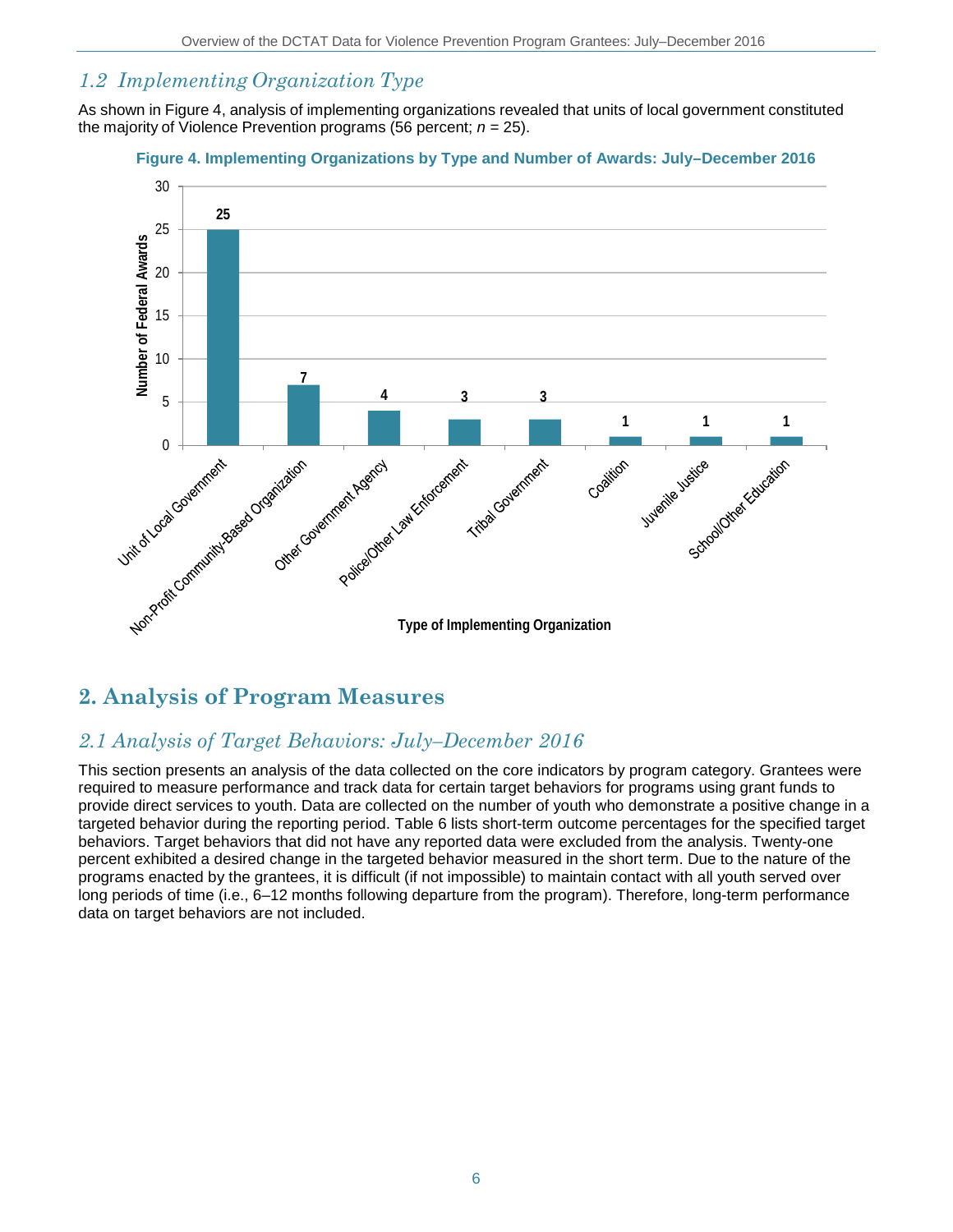## 1.2 Implementing Organization Type

As shown in Figure 4, analysis of implementing organizations revealed that units of local government constituted the majority of Violence Prevention programs (56 percent; *n* = 25).

**Figure 4. Implementing Organizations by Type and Number of Awards: July–December 2016**

| Type of Implementing Organization | Number of Federal Awards |
|---|---|
| Unit of Local Government | 25 |
| Non-Profit Community-Based Organization | 7 |
| Other Government Agency | 4 |
| Police/Other Law Enforcement | 3 |
| Tribal Government | 3 |
| Coalition | 1 |
| Juvenile Justice | 1 |
| School/Other Education | 1 |

# 2. Analysis of Program Measures

## 2.1 Analysis of Target Behaviors: July–December 2016

This section presents an analysis of the data collected on the core indicators by program category. Grantees were required to measure performance and track data for certain target behaviors for programs using grant funds to provide direct services to youth. Data are collected on the number of youth who demonstrate a positive change in a targeted behavior during the reporting period. Table 6 lists short-term outcome percentages for the specified target behaviors. Target behaviors that did not have any reported data were excluded from the analysis. Twenty-one percent exhibited a desired change in the targeted behavior measured in the short term. Due to the nature of the programs enacted by the grantees, it is difficult (if not impossible) to maintain contact with all youth served over long periods of time (i.e., 6–12 months following departure from the program). Therefore, long-term performance data on target behaviors are not included.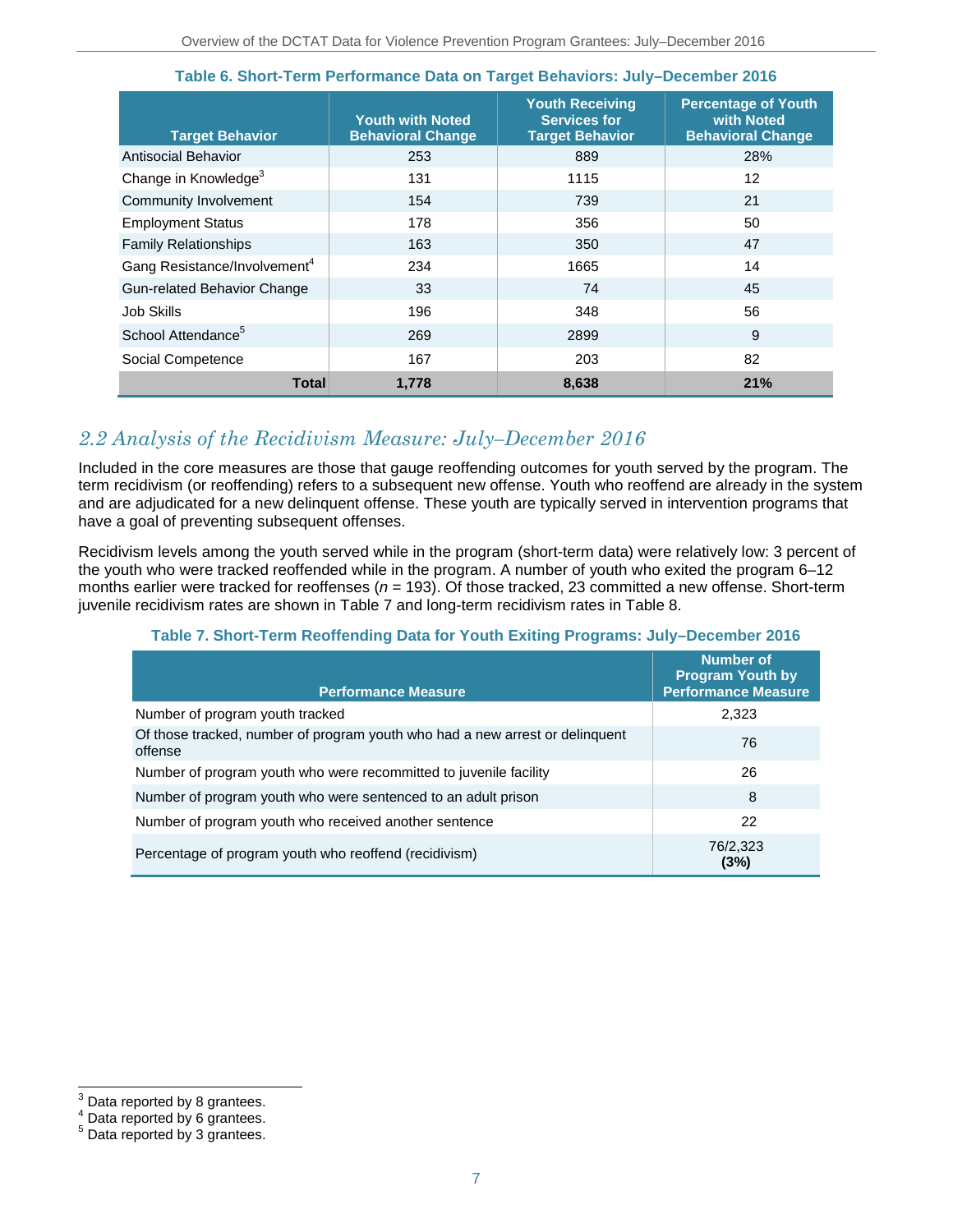**Table 6. Short-Term Performance Data on Target Behaviors: July–December 2016**

| Target Behavior | Youth with Noted Behavioral Change | Youth Receiving Services for Target Behavior | Percentage of Youth with Noted Behavioral Change |
|---|---|---|---|
| Antisocial Behavior | 253 | 889 | 28% |
| Change in Knowledge[3] | 131 | 1115 | 12 |
| Community Involvement | 154 | 739 | 21 |
| Employment Status | 178 | 356 | 50 |
| Family Relationships | 163 | 350 | 47 |
| Gang Resistance/Involvement[4] | 234 | 1665 | 14 |
| Gun-related Behavior Change | 33 | 74 | 45 |
| Job Skills | 196 | 348 | 56 |
| School Attendance[5] | 269 | 2899 | 9 |
| Social Competence | 167 | 203 | 82 |
| **Total** | **1,778** | **8,638** | **21%** |

## *2.2 Analysis of the Recidivism Measure: July–December 2016*

Included in the core measures are those that gauge reoffending outcomes for youth served by the program. The term recidivism (or reoffending) refers to a subsequent new offense. Youth who reoffend are already in the system and are adjudicated for a new delinquent offense. These youth are typically served in intervention programs that have a goal of preventing subsequent offenses.

Recidivism levels among the youth served while in the program (short-term data) were relatively low: 3 percent of the youth who were tracked reoffended while in the program. A number of youth who exited the program 6–12 months earlier were tracked for reoffenses ($n$ = 193). Of those tracked, 23 committed a new offense. Short-term juvenile recidivism rates are shown in Table 7 and long-term recidivism rates in Table 8.

**Table 7. Short-Term Reoffending Data for Youth Exiting Programs: July–December 2016**

| Performance Measure | Number of Program Youth by Performance Measure |
|---|---|
| Number of program youth tracked | 2,323 |
| Of those tracked, number of program youth who had a new arrest or delinquent offense | 76 |
| Number of program youth who were recommitted to juvenile facility | 26 |
| Number of program youth who were sentenced to an adult prison | 8 |
| Number of program youth who received another sentence | 22 |
| Percentage of program youth who reoffend (recidivism) | 76/2,323 **(3%)** |

[3] Data reported by 8 grantees.
[4] Data reported by 6 grantees.
[5] Data reported by 3 grantees.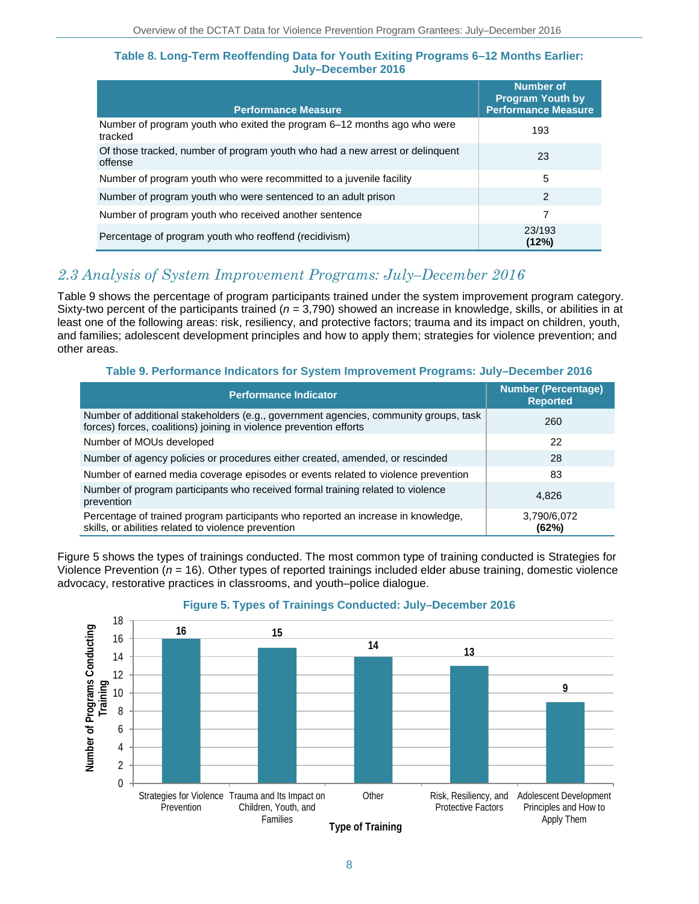**Table 8. Long-Term Reoffending Data for Youth Exiting Programs 6–12 Months Earlier: July–December 2016**

| Performance Measure | Number of Program Youth by Performance Measure |
|---|---|
| Number of program youth who exited the program 6–12 months ago who were tracked | 193 |
| Of those tracked, number of program youth who had a new arrest or delinquent offense | 23 |
| Number of program youth who were recommitted to a juvenile facility | 5 |
| Number of program youth who were sentenced to an adult prison | 2 |
| Number of program youth who received another sentence | 7 |
| Percentage of program youth who reoffend (recidivism) | 23/193 **(12%)** |

## *2.3 Analysis of System Improvement Programs: July–December 2016*

Table 9 shows the percentage of program participants trained under the system improvement program category. Sixty-two percent of the participants trained (*n* = 3,790) showed an increase in knowledge, skills, or abilities in at least one of the following areas: risk, resiliency, and protective factors; trauma and its impact on children, youth, and families; adolescent development principles and how to apply them; strategies for violence prevention; and other areas.

**Table 9. Performance Indicators for System Improvement Programs: July–December 2016**

| Performance Indicator | Number (Percentage) Reported |
|---|---|
| Number of additional stakeholders (e.g., government agencies, community groups, task forces) forces, coalitions) joining in violence prevention efforts | 260 |
| Number of MOUs developed | 22 |
| Number of agency policies or procedures either created, amended, or rescinded | 28 |
| Number of earned media coverage episodes or events related to violence prevention | 83 |
| Number of program participants who received formal training related to violence prevention | 4,826 |
| Percentage of trained program participants who reported an increase in knowledge, skills, or abilities related to violence prevention | 3,790/6,072 **(62%)** |

Figure 5 shows the types of trainings conducted. The most common type of training conducted is Strategies for Violence Prevention (*n* = 16). Other types of reported trainings included elder abuse training, domestic violence advocacy, restorative practices in classrooms, and youth–police dialogue.

**Figure 5. Types of Trainings Conducted: July–December 2016**

| Type of Training | Number of Programs Conducting Training |
|---|---|
| Strategies for Violence Prevention | 16 |
| Trauma and Its Impact on Children, Youth, and Families | 15 |
| Other | 14 |
| Risk, Resiliency, and Protective Factors | 13 |
| Adolescent Development Principles and How to Apply Them | 9 |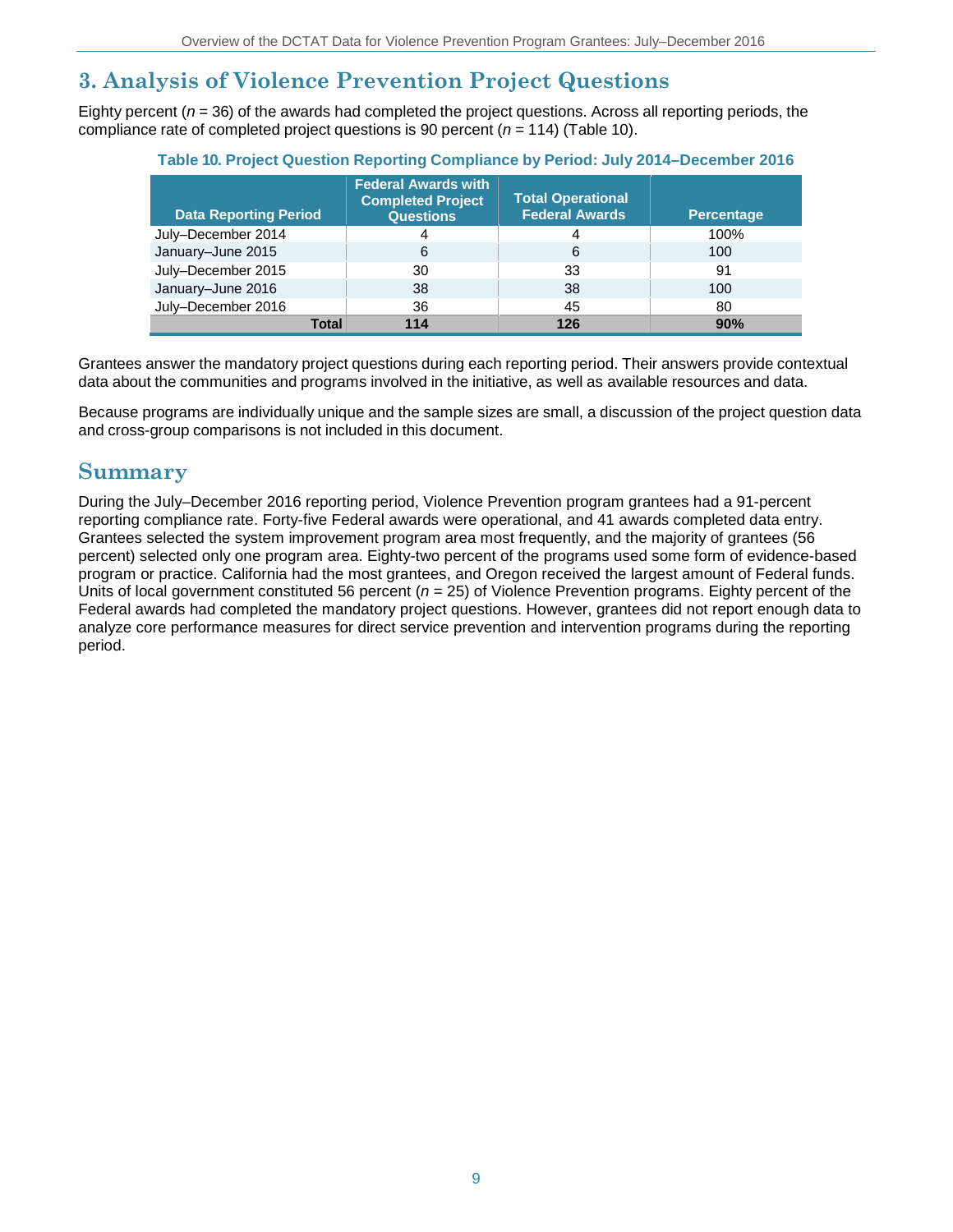## 3. Analysis of Violence Prevention Project Questions

Eighty percent (*n* = 36) of the awards had completed the project questions. Across all reporting periods, the compliance rate of completed project questions is 90 percent (*n* = 114) (Table 10).

**Table 10. Project Question Reporting Compliance by Period: July 2014–December 2016**

| Data Reporting Period | Federal Awards with Completed Project Questions | Total Operational Federal Awards | Percentage |
|---|---|---|---|
| July–December 2014 | 4 | 4 | 100% |
| January–June 2015 | 6 | 6 | 100 |
| July–December 2015 | 30 | 33 | 91 |
| January–June 2016 | 38 | 38 | 100 |
| July–December 2016 | 36 | 45 | 80 |
| **Total** | **114** | **126** | **90%** |

Grantees answer the mandatory project questions during each reporting period. Their answers provide contextual data about the communities and programs involved in the initiative, as well as available resources and data.

Because programs are individually unique and the sample sizes are small, a discussion of the project question data and cross-group comparisons is not included in this document.

## Summary

During the July–December 2016 reporting period, Violence Prevention program grantees had a 91-percent reporting compliance rate. Forty-five Federal awards were operational, and 41 awards completed data entry. Grantees selected the system improvement program area most frequently, and the majority of grantees (56 percent) selected only one program area. Eighty-two percent of the programs used some form of evidence-based program or practice. California had the most grantees, and Oregon received the largest amount of Federal funds. Units of local government constituted 56 percent (*n* = 25) of Violence Prevention programs. Eighty percent of the Federal awards had completed the mandatory project questions. However, grantees did not report enough data to analyze core performance measures for direct service prevention and intervention programs during the reporting period.